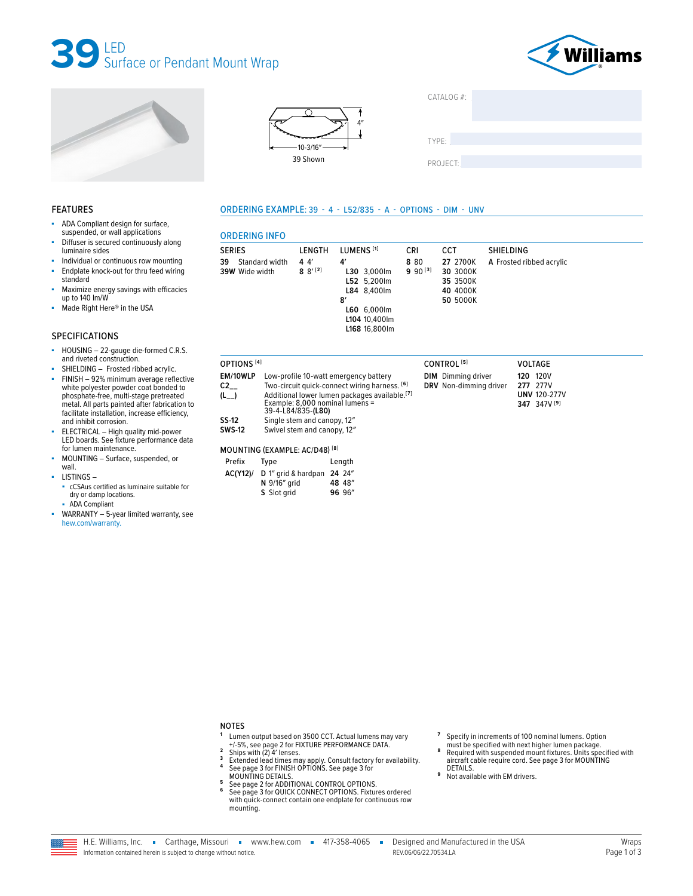# 39 LED Surface or Pendant Mount Wrap

4″

10-3/16″

39 Shown

CATALOG #:

TYPE:

PROJECT:

## FEATURES

- ADA Compliant design for surface, suspended, or wall applications
- Diffuser is secured continuously along luminaire sides
- Individual or continuous row mounting
- Endplate knock-out for thru feed wiring standard
- Maximize energy savings with efficacies up to 140 lm/W
- Made Right Here® in the USA

## SPECIFICATIONS

- HOUSING – 22-gauge die-formed C.R.S. and riveted construction.
- SHIELDING – Frosted ribbed acrylic.
- FINISH – 92% minimum average reflective white polyester powder coat bonded to phosphate-free, multi-stage pretreated metal. All parts painted after fabrication to facilitate installation, increase efficiency, and inhibit corrosion.
- ELECTRICAL – High quality mid-power LED boards. See fixture performance data for lumen maintenance.
- MOUNTING – Surface, suspended, or wall.
- LISTINGS –
  - cCSAus certified as luminaire suitable for dry or damp locations.
  - ADA Compliant
- WARRANTY – 5-year limited warranty, see hew.com/warranty.

## ORDERING EXAMPLE: 39 - 4 - L52/835 - A - OPTIONS - DIM - UNV

## ORDERING INFO

| SERIES | LENGTH | LUMENS [1] | CRI | CCT | SHIELDING |
|---|---|---|---|---|---|
| **39** Standard width | **4** 4′ | **4′** | **8** 80 | **27** 2700K | **A** Frosted ribbed acrylic |
| **39W** Wide width | **8** 8′ [2] | **L30** 3,000lm | **9** 90 [3] | **30** 3000K | |
| | | **L52** 5,200lm | | **35** 3500K | |
| | | **L84** 8,400lm | | **40** 4000K | |
| | | **8′** | | **50** 5000K | |
| | | **L60** 6,000lm | | | |
| | | **L104** 10,400lm | | | |
| | | **L168** 16,800lm | | | |

| OPTIONS [4] | |
|---|---|
| **EM/10WLP** | Low-profile 10-watt emergency battery |
| **C2__** | Two-circuit quick-connect wiring harness. [6] |
| **(L__)** | Additional lower lumen packages available.[7] Example: 8,000 nominal lumens = 39-4-L84/835-**(L80)** |
| **SS-12** | Single stem and canopy, 12″ |
| **SWS-12** | Swivel stem and canopy, 12″ |

| CONTROL [5] | |
|---|---|
| **DIM** | Dimming driver |
| **DRV** | Non-dimming driver |

| VOLTAGE | |
|---|---|
| **120** | 120V |
| **277** | 277V |
| **UNV** | 120-277V |
| **347** | 347V [9] |

### MOUNTING (EXAMPLE: AC/D48) [8]

| Prefix | Type | Length |
|---|---|---|
| **AC(Y12)/** | **D** 1″ grid & hardpan | **24** 24″ |
| | **N** 9/16″ grid | **48** 48″ |
| | **S** Slot grid | **96** 96″ |

## NOTES

1. Lumen output based on 3500 CCT. Actual lumens may vary +/-5%, see page 2 for FIXTURE PERFORMANCE DATA.
2. Ships with (2) 4′ lenses.
3. Extended lead times may apply. Consult factory for availability.
4. See page 3 for FINISH OPTIONS. See page 3 for MOUNTING DETAILS.
5. See page 2 for ADDITIONAL CONTROL OPTIONS.
6. See page 3 for QUICK CONNECT OPTIONS. Fixtures ordered with quick-connect contain one endplate for continuous row mounting.
7. Specify in increments of 100 nominal lumens. Option must be specified with next higher lumen package.
8. Required with suspended mount fixtures. Units specified with aircraft cable require cord. See page 3 for MOUNTING DETAILS.
9. Not available with EM drivers.

H.E. Williams, Inc. ▪ Carthage, Missouri ▪ www.hew.com ▪ 417-358-4065 ▪ Designed and Manufactured in the USA

Information contained herein is subject to change without notice. REV.06/06/22.70534.LA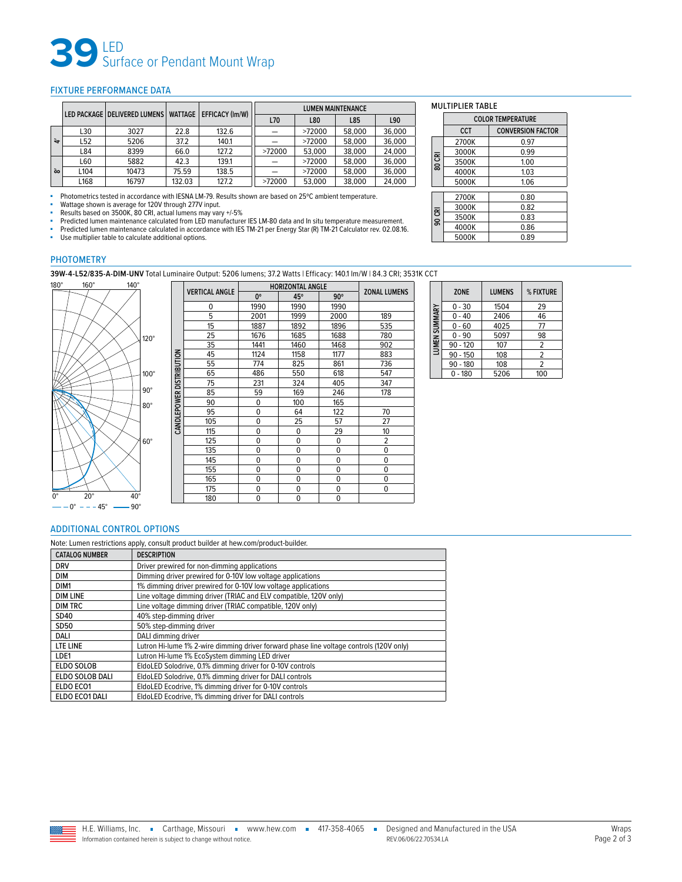# 39 LED Surface or Pendant Mount Wrap

## FIXTURE PERFORMANCE DATA

| | LED PACKAGE | DELIVERED LUMENS | WATTAGE | EFFICACY (lm/W) | LUMEN MAINTENANCE L70 | L80 | L85 | L90 |
|---|---|---|---|---|---|---|---|---|
| 4' | L30 | 3027 | 22.8 | 132.6 | — | >72000 | 58,000 | 36,000 |
| 4' | L52 | 5206 | 37.2 | 140.1 | — | >72000 | 58,000 | 36,000 |
| 4' | L84 | 8399 | 66.0 | 127.2 | >72000 | 53,000 | 38,000 | 24,000 |
| 8' | L60 | 5882 | 42.3 | 139.1 | — | >72000 | 58,000 | 36,000 |
| 8' | L104 | 10473 | 75.59 | 138.5 | — | >72000 | 58,000 | 36,000 |
| 8' | L168 | 16797 | 132.03 | 127.2 | >72000 | 53,000 | 38,000 | 24,000 |

- Photometrics tested in accordance with IESNA LM-79. Results shown are based on 25ºC ambient temperature.
- Wattage shown is average for 120V through 277V input.
- Results based on 3500K, 80 CRI, actual lumens may vary +/-5%
- Predicted lumen maintenance calculated from LED manufacturer IES LM-80 data and In situ temperature measurement.
- Predicted lumen maintenance calculated in accordance with IES TM-21 per Energy Star (R) TM-21 Calculator rev. 02.08.16.
- Use multiplier table to calculate additional options.

### MULTIPLIER TABLE

| | COLOR TEMPERATURE | |
|---|---|---|
| | CCT | CONVERSION FACTOR |
| 80 CRI | 2700K | 0.97 |
| 80 CRI | 3000K | 0.99 |
| 80 CRI | 3500K | 1.00 |
| 80 CRI | 4000K | 1.03 |
| 80 CRI | 5000K | 1.06 |
| 90 CRI | 2700K | 0.80 |
| 90 CRI | 3000K | 0.82 |
| 90 CRI | 3500K | 0.83 |
| 90 CRI | 4000K | 0.86 |
| 90 CRI | 5000K | 0.89 |

## PHOTOMETRY

**39W-4-L52/835-A-DIM-UNV** Total Luminaire Output: 5206 lumens; 37.2 Watts | Efficacy: 140.1 lm/W | 84.3 CRI; 3531K CCT

— 0° - - - 45° —— 90°

**CANDLEPOWER DISTRIBUTION**

| VERTICAL ANGLE | HORIZONTAL ANGLE 0° | 45° | 90° | ZONAL LUMENS |
|---|---|---|---|---|
| 0 | 1990 | 1990 | 1990 | |
| 5 | 2001 | 1999 | 2000 | 189 |
| 15 | 1887 | 1892 | 1896 | 535 |
| 25 | 1676 | 1685 | 1688 | 780 |
| 35 | 1441 | 1460 | 1468 | 902 |
| 45 | 1124 | 1158 | 1177 | 883 |
| 55 | 774 | 825 | 861 | 736 |
| 65 | 486 | 550 | 618 | 547 |
| 75 | 231 | 324 | 405 | 347 |
| 85 | 59 | 169 | 246 | 178 |
| 90 | 0 | 100 | 165 | |
| 95 | 0 | 64 | 122 | 70 |
| 105 | 0 | 25 | 57 | 27 |
| 115 | 0 | 0 | 29 | 10 |
| 125 | 0 | 0 | 0 | 2 |
| 135 | 0 | 0 | 0 | 0 |
| 145 | 0 | 0 | 0 | 0 |
| 155 | 0 | 0 | 0 | 0 |
| 165 | 0 | 0 | 0 | 0 |
| 175 | 0 | 0 | 0 | 0 |
| 180 | 0 | 0 | 0 | |

**LUMEN SUMMARY**

| ZONE | LUMENS | % FIXTURE |
|---|---|---|
| 0 - 30 | 1504 | 29 |
| 0 - 40 | 2406 | 46 |
| 0 - 60 | 4025 | 77 |
| 0 - 90 | 5097 | 98 |
| 90 - 120 | 107 | 2 |
| 90 - 150 | 108 | 2 |
| 90 - 180 | 108 | 2 |
| 0 - 180 | 5206 | 100 |

## ADDITIONAL CONTROL OPTIONS

Note: Lumen restrictions apply, consult product builder at hew.com/product-builder.

| CATALOG NUMBER | DESCRIPTION |
|---|---|
| DRV | Driver prewired for non-dimming applications |
| DIM | Dimming driver prewired for 0-10V low voltage applications |
| DIM1 | 1% dimming driver prewired for 0-10V low voltage applications |
| DIM LINE | Line voltage dimming driver (TRIAC and ELV compatible, 120V only) |
| DIM TRC | Line voltage dimming driver (TRIAC compatible, 120V only) |
| SD40 | 40% step-dimming driver |
| SD50 | 50% step-dimming driver |
| DALI | DALI dimming driver |
| LTE LINE | Lutron Hi-lume 1% 2-wire dimming driver forward phase line voltage controls (120V only) |
| LDE1 | Lutron Hi-lume 1% EcoSystem dimming LED driver |
| ELDO SOLOB | EldoLED Solodrive, 0.1% dimming driver for 0-10V controls |
| ELDO SOLOB DALI | EldoLED Solodrive, 0.1% dimming driver for DALI controls |
| ELDO ECO1 | EldoLED Ecodrive, 1% dimming driver for 0-10V controls |
| ELDO ECO1 DALI | EldoLED Ecodrive, 1% dimming driver for DALI controls |

H.E. Williams, Inc. ▪ Carthage, Missouri ▪ www.hew.com ▪ 417-358-4065 ▪ Designed and Manufactured in the USA

Information contained herein is subject to change without notice. REV.06/06/22.70534.LA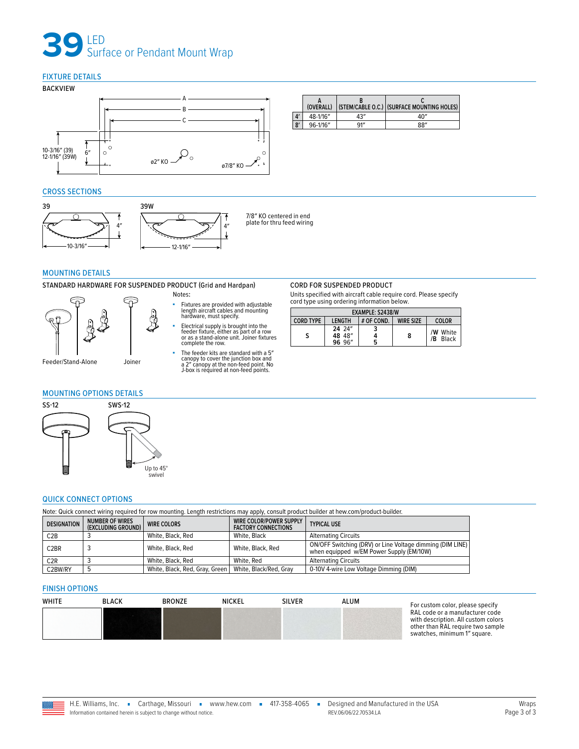# 39 LED Surface or Pendant Mount Wrap

## FIXTURE DETAILS

BACKVIEW

A

B

C

10-3/16" (39)
12-1/16" (39W)

6"

ø2" KO

ø7/8" KO

| | A (OVERALL) | B (STEM/CABLE O.C.) | C (SURFACE MOUNTING HOLES) |
|---|---|---|---|
| 4' | 48-1/16" | 43" | 40" |
| 8' | 96-1/16" | 91" | 88" |

## CROSS SECTIONS

39

4"

10-3/16"

39W

4"

12-1/16"

7/8" KO centered in end plate for thru feed wiring

## MOUNTING DETAILS

STANDARD HARDWARE FOR SUSPENDED PRODUCT (Grid and Hardpan)

Feeder/Stand-Alone

Joiner

Notes:

- Fixtures are provided with adjustable length aircraft cables and mounting hardware, must specify.
- Electrical supply is brought into the feeder fixture, either as part of a row or as a stand-alone unit. Joiner fixtures complete the row.
- The feeder kits are standard with a 5" canopy to cover the junction box and a 2" canopy at the non-feed point. No J-box is required at non-feed points.

CORD FOR SUSPENDED PRODUCT

Units specified with aircraft cable require cord. Please specify cord type using ordering information below.

| EXAMPLE: S2438/W | | | | |
|---|---|---|---|---|
| CORD TYPE | LENGTH | # OF COND. | WIRE SIZE | COLOR |
| S | **24** 24"<br>**48** 48"<br>**96** 96" | 3<br>4<br>5 | 8 | **/W** White<br>**/B** Black |

## MOUNTING OPTIONS DETAILS

SS-12

SWS-12

Up to 45° swivel

## QUICK CONNECT OPTIONS

Note: Quick connect wiring required for row mounting. Length restrictions may apply, consult product builder at hew.com/product-builder.

| DESIGNATION | NUMBER OF WIRES (EXCLUDING GROUND) | WIRE COLORS | WIRE COLOR/POWER SUPPLY FACTORY CONNECTIONS | TYPICAL USE |
|---|---|---|---|---|
| C2B | 3 | White, Black, Red | White, Black | Alternating Circuits |
| C2BR | 3 | White, Black, Red | White, Black, Red | ON/OFF Switching (DRV) or Line Voltage dimming (DIM LINE) when equipped w/EM Power Supply (EM/10W) |
| C2R | 3 | White, Black, Red | White, Red | Alternating Circuits |
| C2BW/RY | 5 | White, Black, Red, Gray, Green | White, Black/Red, Gray | 0-10V 4-wire Low Voltage Dimming (DIM) |

## FINISH OPTIONS

WHITE BLACK BRONZE NICKEL SILVER ALUM

For custom color, please specify RAL code or a manufacturer code with description. All custom colors other than RAL require two sample swatches, minimum 1" square.

H.E. Williams, Inc. ▪ Carthage, Missouri ▪ www.hew.com ▪ 417-358-4065 ▪ Designed and Manufactured in the USA

Information contained herein is subject to change without notice. REV.06/06/22.70534.LA